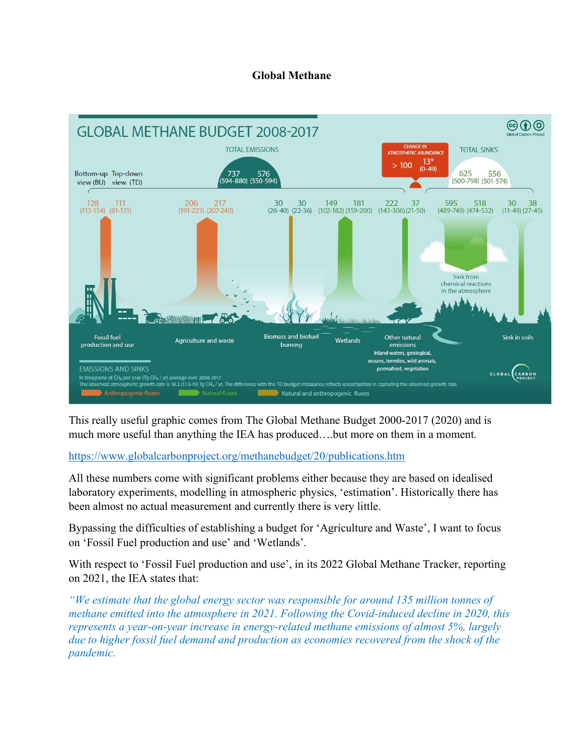**Global Methane**

This really useful graphic comes from The Global Methane Budget 2000-2017 (2020) and is much more useful than anything the IEA has produced….but more on them in a moment.

https://www.globalcarbonproject.org/methanebudget/20/publications.htm

All these numbers come with significant problems either because they are based on idealised laboratory experiments, modelling in atmospheric physics, 'estimation'. Historically there has been almost no actual measurement and currently there is very little.

Bypassing the difficulties of establishing a budget for 'Agriculture and Waste', I want to focus on 'Fossil Fuel production and use' and 'Wetlands'.

With respect to 'Fossil Fuel production and use', in its 2022 Global Methane Tracker, reporting on 2021, the IEA states that:

*"We estimate that the global energy sector was responsible for around 135 million tonnes of methane emitted into the atmosphere in 2021. Following the Covid-induced decline in 2020, this represents a year-on-year increase in energy-related methane emissions of almost 5%, largely due to higher fossil fuel demand and production as economies recovered from the shock of the pandemic.*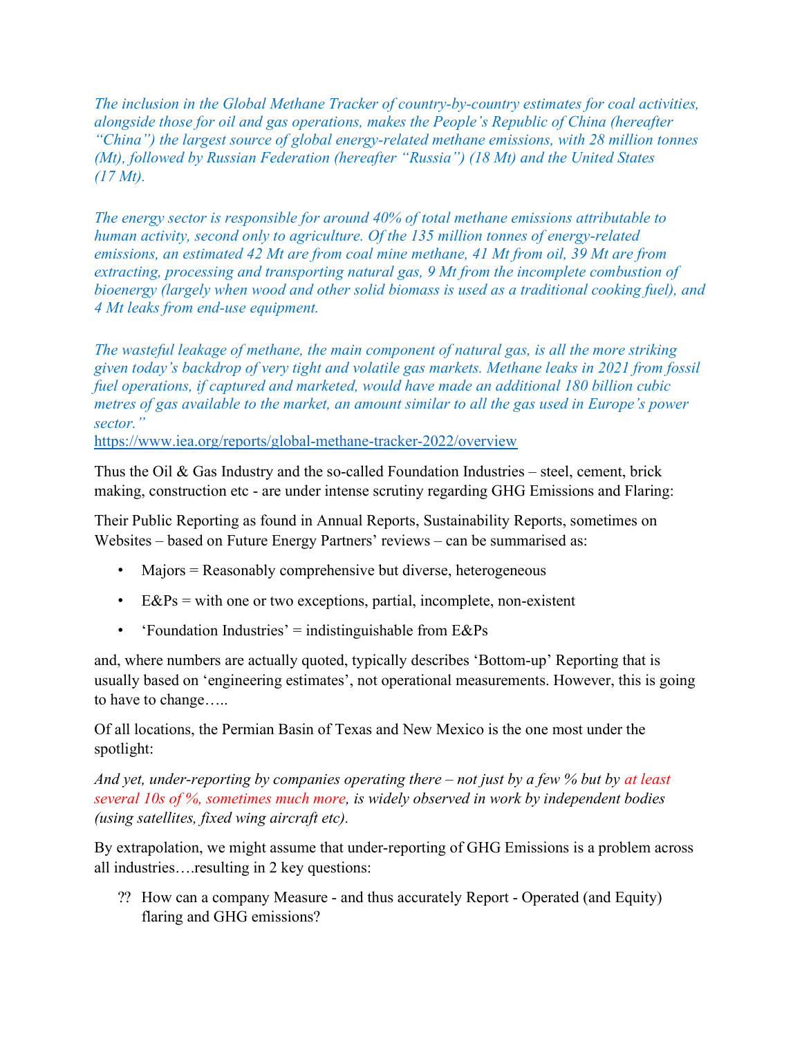*The inclusion in the Global Methane Tracker of country-by-country estimates for coal activities, alongside those for oil and gas operations, makes the People's Republic of China (hereafter "China") the largest source of global energy-related methane emissions, with 28 million tonnes (Mt), followed by Russian Federation (hereafter "Russia") (18 Mt) and the United States (17 Mt).*

*The energy sector is responsible for around 40% of total methane emissions attributable to human activity, second only to agriculture. Of the 135 million tonnes of energy-related emissions, an estimated 42 Mt are from coal mine methane, 41 Mt from oil, 39 Mt are from extracting, processing and transporting natural gas, 9 Mt from the incomplete combustion of bioenergy (largely when wood and other solid biomass is used as a traditional cooking fuel), and 4 Mt leaks from end-use equipment.*

*The wasteful leakage of methane, the main component of natural gas, is all the more striking given today's backdrop of very tight and volatile gas markets. Methane leaks in 2021 from fossil fuel operations, if captured and marketed, would have made an additional 180 billion cubic metres of gas available to the market, an amount similar to all the gas used in Europe's power sector."*

https://www.iea.org/reports/global-methane-tracker-2022/overview

Thus the Oil & Gas Industry and the so-called Foundation Industries – steel, cement, brick making, construction etc - are under intense scrutiny regarding GHG Emissions and Flaring:

Their Public Reporting as found in Annual Reports, Sustainability Reports, sometimes on Websites – based on Future Energy Partners' reviews – can be summarised as:

- Majors = Reasonably comprehensive but diverse, heterogeneous
- E&Ps = with one or two exceptions, partial, incomplete, non-existent
- 'Foundation Industries' = indistinguishable from E&Ps

and, where numbers are actually quoted, typically describes 'Bottom-up' Reporting that is usually based on 'engineering estimates', not operational measurements. However, this is going to have to change…..

Of all locations, the Permian Basin of Texas and New Mexico is the one most under the spotlight:

*And yet, under-reporting by companies operating there – not just by a few % but by at least several 10s of %, sometimes much more, is widely observed in work by independent bodies (using satellites, fixed wing aircraft etc).*

By extrapolation, we might assume that under-reporting of GHG Emissions is a problem across all industries….resulting in 2 key questions:

?? How can a company Measure - and thus accurately Report - Operated (and Equity) flaring and GHG emissions?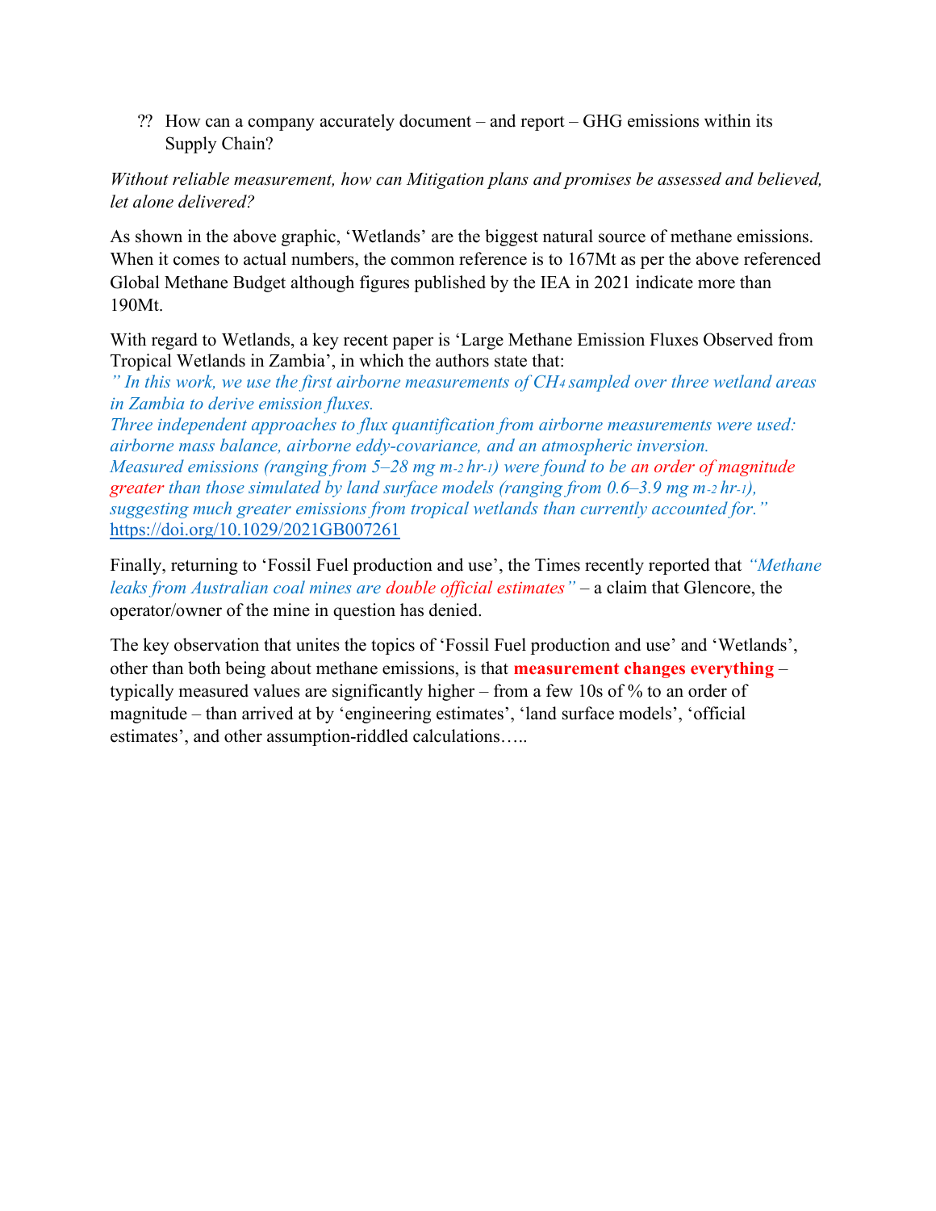?? How can a company accurately document – and report – GHG emissions within its Supply Chain?

*Without reliable measurement, how can Mitigation plans and promises be assessed and believed, let alone delivered?*

As shown in the above graphic, 'Wetlands' are the biggest natural source of methane emissions. When it comes to actual numbers, the common reference is to 167Mt as per the above referenced Global Methane Budget although figures published by the IEA in 2021 indicate more than 190Mt.

With regard to Wetlands, a key recent paper is 'Large Methane Emission Fluxes Observed from Tropical Wetlands in Zambia', in which the authors state that:
*" In this work, we use the first airborne measurements of $CH_4$ sampled over three wetland areas in Zambia to derive emission fluxes.*
*Three independent approaches to flux quantification from airborne measurements were used: airborne mass balance, airborne eddy-covariance, and an atmospheric inversion.*
*Measured emissions (ranging from 5–28 mg $m^{-2}$ $hr^{-1}$) were found to be an order of magnitude greater than those simulated by land surface models (ranging from 0.6–3.9 mg $m^{-2}$ $hr^{-1}$), suggesting much greater emissions from tropical wetlands than currently accounted for."*
https://doi.org/10.1029/2021GB007261

Finally, returning to 'Fossil Fuel production and use', the Times recently reported that *"Methane leaks from Australian coal mines are double official estimates"* – a claim that Glencore, the operator/owner of the mine in question has denied.

The key observation that unites the topics of 'Fossil Fuel production and use' and 'Wetlands', other than both being about methane emissions, is that **measurement changes everything** – typically measured values are significantly higher – from a few 10s of % to an order of magnitude – than arrived at by 'engineering estimates', 'land surface models', 'official estimates', and other assumption-riddled calculations…..